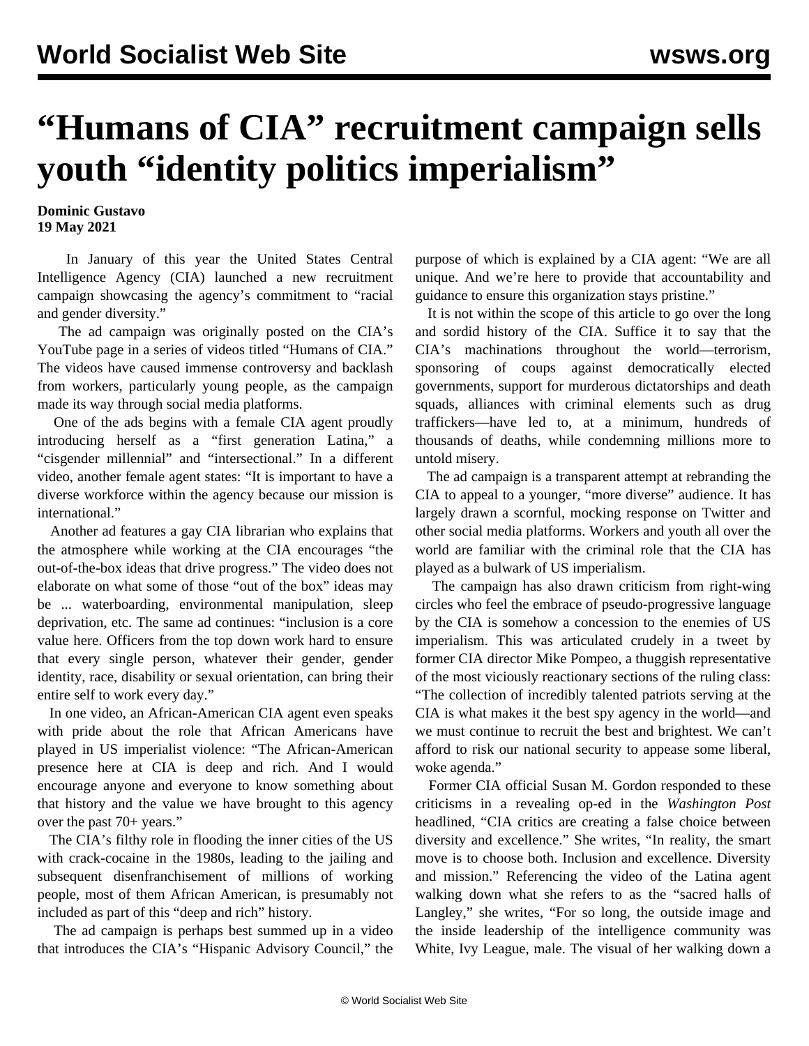# "Humans of CIA" recruitment campaign sells youth "identity politics imperialism"

**Dominic Gustavo**
**19 May 2021**

In January of this year the United States Central Intelligence Agency (CIA) launched a new recruitment campaign showcasing the agency's commitment to "racial and gender diversity."

The ad campaign was originally posted on the CIA's YouTube page in a series of videos titled "Humans of CIA." The videos have caused immense controversy and backlash from workers, particularly young people, as the campaign made its way through social media platforms.

One of the ads begins with a female CIA agent proudly introducing herself as a "first generation Latina," a "cisgender millennial" and "intersectional." In a different video, another female agent states: "It is important to have a diverse workforce within the agency because our mission is international."

Another ad features a gay CIA librarian who explains that the atmosphere while working at the CIA encourages "the out-of-the-box ideas that drive progress." The video does not elaborate on what some of those "out of the box" ideas may be ... waterboarding, environmental manipulation, sleep deprivation, etc. The same ad continues: "inclusion is a core value here. Officers from the top down work hard to ensure that every single person, whatever their gender, gender identity, race, disability or sexual orientation, can bring their entire self to work every day."

In one video, an African-American CIA agent even speaks with pride about the role that African Americans have played in US imperialist violence: "The African-American presence here at CIA is deep and rich. And I would encourage anyone and everyone to know something about that history and the value we have brought to this agency over the past 70+ years."

The CIA's filthy role in flooding the inner cities of the US with crack-cocaine in the 1980s, leading to the jailing and subsequent disenfranchisement of millions of working people, most of them African American, is presumably not included as part of this "deep and rich" history.

The ad campaign is perhaps best summed up in a video that introduces the CIA's "Hispanic Advisory Council," the purpose of which is explained by a CIA agent: "We are all unique. And we're here to provide that accountability and guidance to ensure this organization stays pristine."

It is not within the scope of this article to go over the long and sordid history of the CIA. Suffice it to say that the CIA's machinations throughout the world—terrorism, sponsoring of coups against democratically elected governments, support for murderous dictatorships and death squads, alliances with criminal elements such as drug traffickers—have led to, at a minimum, hundreds of thousands of deaths, while condemning millions more to untold misery.

The ad campaign is a transparent attempt at rebranding the CIA to appeal to a younger, "more diverse" audience. It has largely drawn a scornful, mocking response on Twitter and other social media platforms. Workers and youth all over the world are familiar with the criminal role that the CIA has played as a bulwark of US imperialism.

The campaign has also drawn criticism from right-wing circles who feel the embrace of pseudo-progressive language by the CIA is somehow a concession to the enemies of US imperialism. This was articulated crudely in a tweet by former CIA director Mike Pompeo, a thuggish representative of the most viciously reactionary sections of the ruling class: "The collection of incredibly talented patriots serving at the CIA is what makes it the best spy agency in the world—and we must continue to recruit the best and brightest. We can't afford to risk our national security to appease some liberal, woke agenda."

Former CIA official Susan M. Gordon responded to these criticisms in a revealing op-ed in the *Washington Post* headlined, "CIA critics are creating a false choice between diversity and excellence." She writes, "In reality, the smart move is to choose both. Inclusion and excellence. Diversity and mission." Referencing the video of the Latina agent walking down what she refers to as the "sacred halls of Langley," she writes, "For so long, the outside image and the inside leadership of the intelligence community was White, Ivy League, male. The visual of her walking down a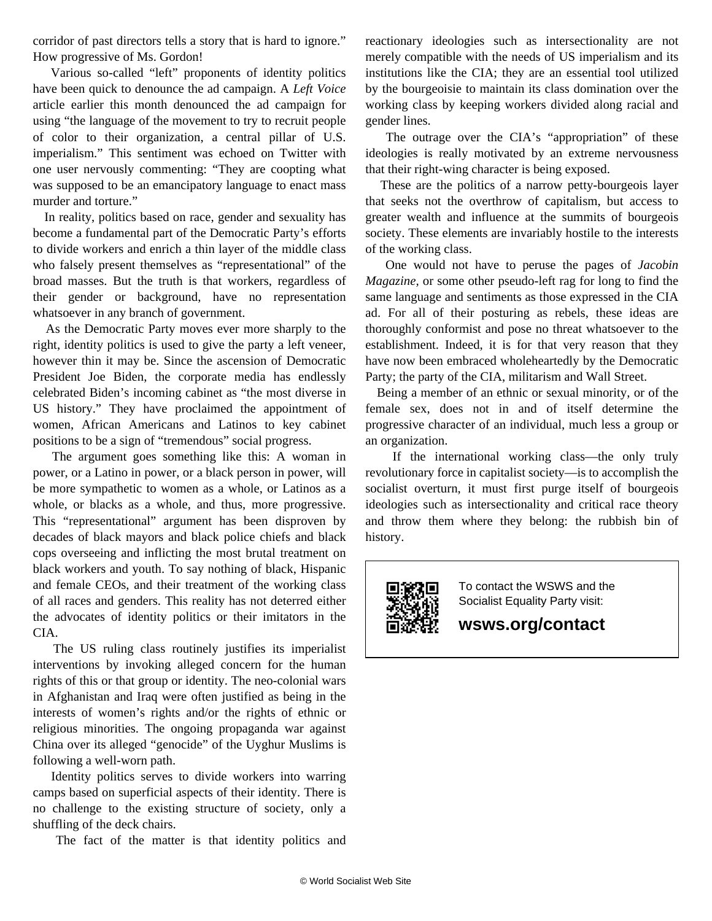corridor of past directors tells a story that is hard to ignore." How progressive of Ms. Gordon!

Various so-called "left" proponents of identity politics have been quick to denounce the ad campaign. A *Left Voice* article earlier this month denounced the ad campaign for using "the language of the movement to try to recruit people of color to their organization, a central pillar of U.S. imperialism." This sentiment was echoed on Twitter with one user nervously commenting: "They are coopting what was supposed to be an emancipatory language to enact mass murder and torture."

In reality, politics based on race, gender and sexuality has become a fundamental part of the Democratic Party's efforts to divide workers and enrich a thin layer of the middle class who falsely present themselves as "representational" of the broad masses. But the truth is that workers, regardless of their gender or background, have no representation whatsoever in any branch of government.

As the Democratic Party moves ever more sharply to the right, identity politics is used to give the party a left veneer, however thin it may be. Since the ascension of Democratic President Joe Biden, the corporate media has endlessly celebrated Biden's incoming cabinet as "the most diverse in US history." They have proclaimed the appointment of women, African Americans and Latinos to key cabinet positions to be a sign of "tremendous" social progress.

The argument goes something like this: A woman in power, or a Latino in power, or a black person in power, will be more sympathetic to women as a whole, or Latinos as a whole, or blacks as a whole, and thus, more progressive. This "representational" argument has been disproven by decades of black mayors and black police chiefs and black cops overseeing and inflicting the most brutal treatment on black workers and youth. To say nothing of black, Hispanic and female CEOs, and their treatment of the working class of all races and genders. This reality has not deterred either the advocates of identity politics or their imitators in the CIA.

The US ruling class routinely justifies its imperialist interventions by invoking alleged concern for the human rights of this or that group or identity. The neo-colonial wars in Afghanistan and Iraq were often justified as being in the interests of women's rights and/or the rights of ethnic or religious minorities. The ongoing propaganda war against China over its alleged "genocide" of the Uyghur Muslims is following a well-worn path.

Identity politics serves to divide workers into warring camps based on superficial aspects of their identity. There is no challenge to the existing structure of society, only a shuffling of the deck chairs.

The fact of the matter is that identity politics and reactionary ideologies such as intersectionality are not merely compatible with the needs of US imperialism and its institutions like the CIA; they are an essential tool utilized by the bourgeoisie to maintain its class domination over the working class by keeping workers divided along racial and gender lines.

The outrage over the CIA's "appropriation" of these ideologies is really motivated by an extreme nervousness that their right-wing character is being exposed.

These are the politics of a narrow petty-bourgeois layer that seeks not the overthrow of capitalism, but access to greater wealth and influence at the summits of bourgeois society. These elements are invariably hostile to the interests of the working class.

One would not have to peruse the pages of *Jacobin Magazine*, or some other pseudo-left rag for long to find the same language and sentiments as those expressed in the CIA ad. For all of their posturing as rebels, these ideas are thoroughly conformist and pose no threat whatsoever to the establishment. Indeed, it is for that very reason that they have now been embraced wholeheartedly by the Democratic Party; the party of the CIA, militarism and Wall Street.

Being a member of an ethnic or sexual minority, or of the female sex, does not in and of itself determine the progressive character of an individual, much less a group or an organization.

If the international working class—the only truly revolutionary force in capitalist society—is to accomplish the socialist overturn, it must first purge itself of bourgeois ideologies such as intersectionality and critical race theory and throw them where they belong: the rubbish bin of history.

To contact the WSWS and the Socialist Equality Party visit:

**wsws.org/contact**